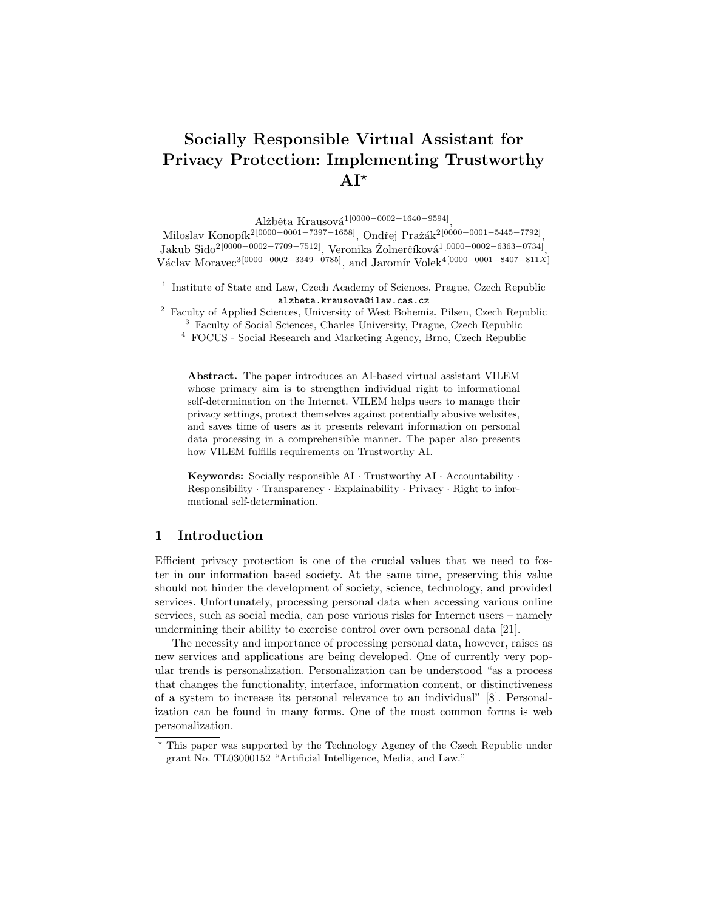# Socially Responsible Virtual Assistant for Privacy Protection: Implementing Trustworthy AI*

Alžběta Krausová[1][0000-0002-1640-9594], Miloslav Konopík[2][0000-0001-7397-1658], Ondřej Pražák[2][0000-0001-5445-7792], Jakub Sido[2][0000-0002-7709-7512], Veronika Žolnerčíková[1][0000-0002-6363-0734], Václav Moravec[3][0000-0002-3349-0785], and Jaromír Volek[4][0000-0001-8407-811X]

[1] Institute of State and Law, Czech Academy of Sciences, Prague, Czech Republic
alzbeta.krausova@ilaw.cas.cz

[2] Faculty of Applied Sciences, University of West Bohemia, Pilsen, Czech Republic

[3] Faculty of Social Sciences, Charles University, Prague, Czech Republic

[4] FOCUS - Social Research and Marketing Agency, Brno, Czech Republic

**Abstract.** The paper introduces an AI-based virtual assistant VILEM whose primary aim is to strengthen individual right to informational self-determination on the Internet. VILEM helps users to manage their privacy settings, protect themselves against potentially abusive websites, and saves time of users as it presents relevant information on personal data processing in a comprehensible manner. The paper also presents how VILEM fulfills requirements on Trustworthy AI.

**Keywords:** Socially responsible AI · Trustworthy AI · Accountability · Responsibility · Transparency · Explainability · Privacy · Right to informational self-determination.

## 1 Introduction

Efficient privacy protection is one of the crucial values that we need to foster in our information based society. At the same time, preserving this value should not hinder the development of society, science, technology, and provided services. Unfortunately, processing personal data when accessing various online services, such as social media, can pose various risks for Internet users – namely undermining their ability to exercise control over own personal data [21].

The necessity and importance of processing personal data, however, raises as new services and applications are being developed. One of currently very popular trends is personalization. Personalization can be understood "as a process that changes the functionality, interface, information content, or distinctiveness of a system to increase its personal relevance to an individual" [8]. Personalization can be found in many forms. One of the most common forms is web personalization.

* This paper was supported by the Technology Agency of the Czech Republic under grant No. TL03000152 "Artificial Intelligence, Media, and Law."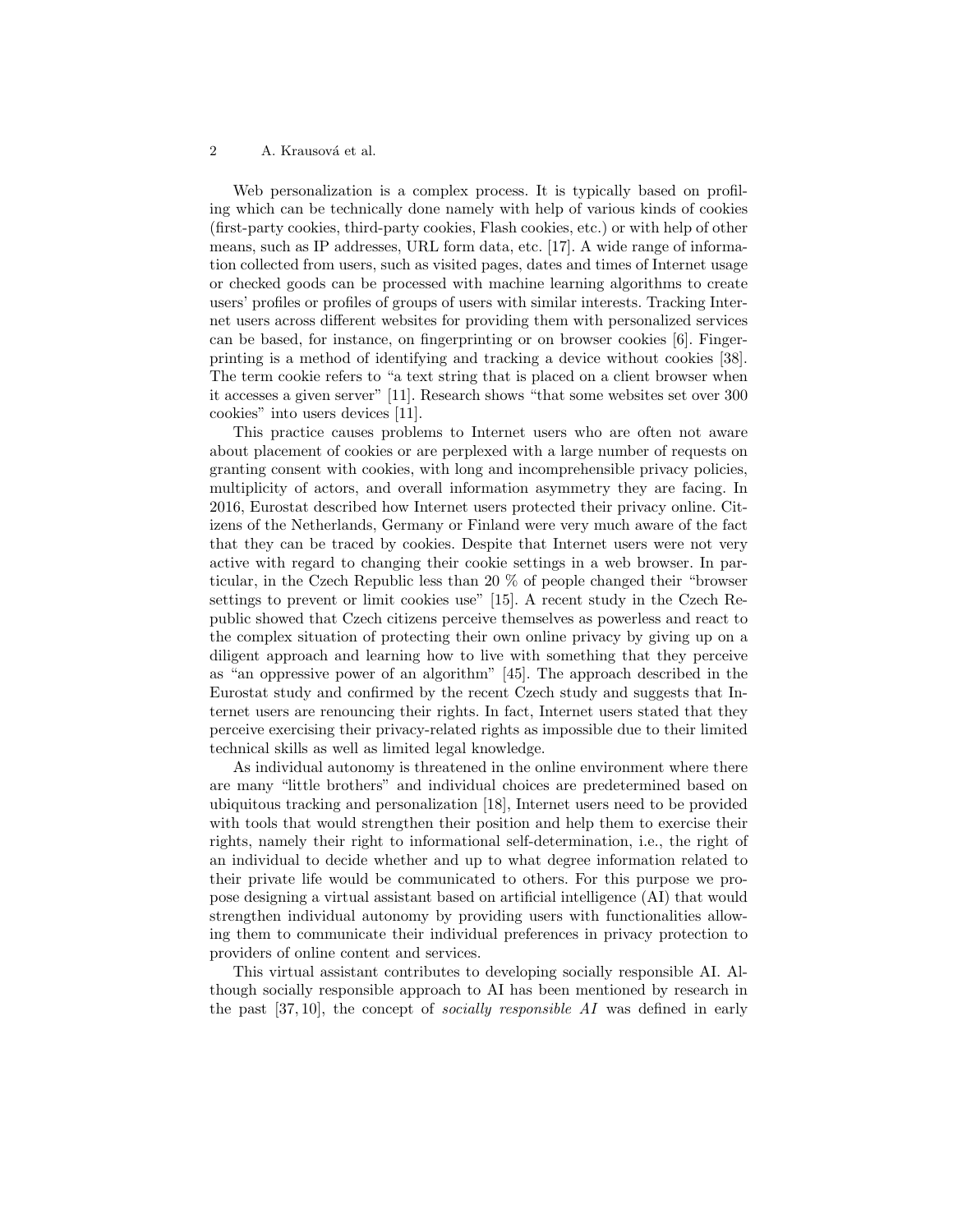Web personalization is a complex process. It is typically based on profiling which can be technically done namely with help of various kinds of cookies (first-party cookies, third-party cookies, Flash cookies, etc.) or with help of other means, such as IP addresses, URL form data, etc. [17]. A wide range of information collected from users, such as visited pages, dates and times of Internet usage or checked goods can be processed with machine learning algorithms to create users' profiles or profiles of groups of users with similar interests. Tracking Internet users across different websites for providing them with personalized services can be based, for instance, on fingerprinting or on browser cookies [6]. Fingerprinting is a method of identifying and tracking a device without cookies [38]. The term cookie refers to "a text string that is placed on a client browser when it accesses a given server" [11]. Research shows "that some websites set over 300 cookies" into users devices [11].

This practice causes problems to Internet users who are often not aware about placement of cookies or are perplexed with a large number of requests on granting consent with cookies, with long and incomprehensible privacy policies, multiplicity of actors, and overall information asymmetry they are facing. In 2016, Eurostat described how Internet users protected their privacy online. Citizens of the Netherlands, Germany or Finland were very much aware of the fact that they can be traced by cookies. Despite that Internet users were not very active with regard to changing their cookie settings in a web browser. In particular, in the Czech Republic less than 20 % of people changed their "browser settings to prevent or limit cookies use" [15]. A recent study in the Czech Republic showed that Czech citizens perceive themselves as powerless and react to the complex situation of protecting their own online privacy by giving up on a diligent approach and learning how to live with something that they perceive as "an oppressive power of an algorithm" [45]. The approach described in the Eurostat study and confirmed by the recent Czech study and suggests that Internet users are renouncing their rights. In fact, Internet users stated that they perceive exercising their privacy-related rights as impossible due to their limited technical skills as well as limited legal knowledge.

As individual autonomy is threatened in the online environment where there are many "little brothers" and individual choices are predetermined based on ubiquitous tracking and personalization [18], Internet users need to be provided with tools that would strengthen their position and help them to exercise their rights, namely their right to informational self-determination, i.e., the right of an individual to decide whether and up to what degree information related to their private life would be communicated to others. For this purpose we propose designing a virtual assistant based on artificial intelligence (AI) that would strengthen individual autonomy by providing users with functionalities allowing them to communicate their individual preferences in privacy protection to providers of online content and services.

This virtual assistant contributes to developing socially responsible AI. Although socially responsible approach to AI has been mentioned by research in the past [37, 10], the concept of *socially responsible AI* was defined in early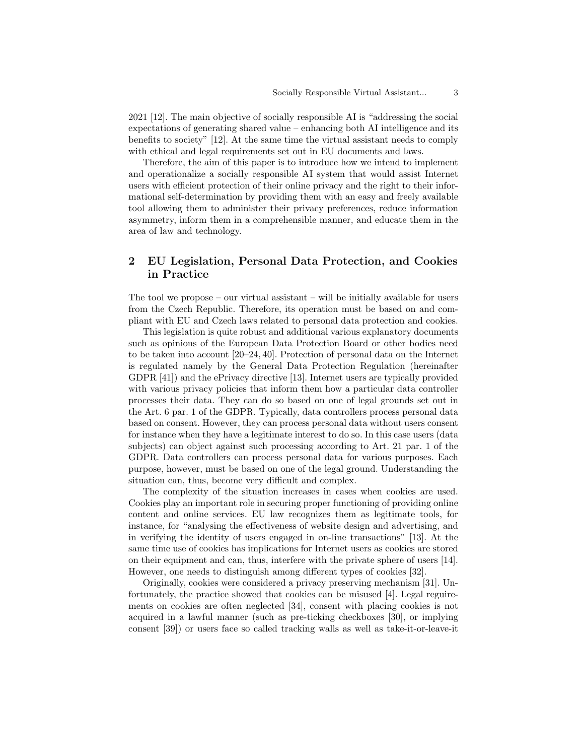2021 [12]. The main objective of socially responsible AI is "addressing the social expectations of generating shared value – enhancing both AI intelligence and its benefits to society" [12]. At the same time the virtual assistant needs to comply with ethical and legal requirements set out in EU documents and laws.

Therefore, the aim of this paper is to introduce how we intend to implement and operationalize a socially responsible AI system that would assist Internet users with efficient protection of their online privacy and the right to their informational self-determination by providing them with an easy and freely available tool allowing them to administer their privacy preferences, reduce information asymmetry, inform them in a comprehensible manner, and educate them in the area of law and technology.

## 2 EU Legislation, Personal Data Protection, and Cookies in Practice

The tool we propose – our virtual assistant – will be initially available for users from the Czech Republic. Therefore, its operation must be based on and compliant with EU and Czech laws related to personal data protection and cookies.

This legislation is quite robust and additional various explanatory documents such as opinions of the European Data Protection Board or other bodies need to be taken into account [20–24, 40]. Protection of personal data on the Internet is regulated namely by the General Data Protection Regulation (hereinafter GDPR [41]) and the ePrivacy directive [13]. Internet users are typically provided with various privacy policies that inform them how a particular data controller processes their data. They can do so based on one of legal grounds set out in the Art. 6 par. 1 of the GDPR. Typically, data controllers process personal data based on consent. However, they can process personal data without users consent for instance when they have a legitimate interest to do so. In this case users (data subjects) can object against such processing according to Art. 21 par. 1 of the GDPR. Data controllers can process personal data for various purposes. Each purpose, however, must be based on one of the legal ground. Understanding the situation can, thus, become very difficult and complex.

The complexity of the situation increases in cases when cookies are used. Cookies play an important role in securing proper functioning of providing online content and online services. EU law recognizes them as legitimate tools, for instance, for "analysing the effectiveness of website design and advertising, and in verifying the identity of users engaged in on-line transactions" [13]. At the same time use of cookies has implications for Internet users as cookies are stored on their equipment and can, thus, interfere with the private sphere of users [14]. However, one needs to distinguish among different types of cookies [32].

Originally, cookies were considered a privacy preserving mechanism [31]. Unfortunately, the practice showed that cookies can be misused [4]. Legal requirements on cookies are often neglected [34], consent with placing cookies is not acquired in a lawful manner (such as pre-ticking checkboxes [30], or implying consent [39]) or users face so called tracking walls as well as take-it-or-leave-it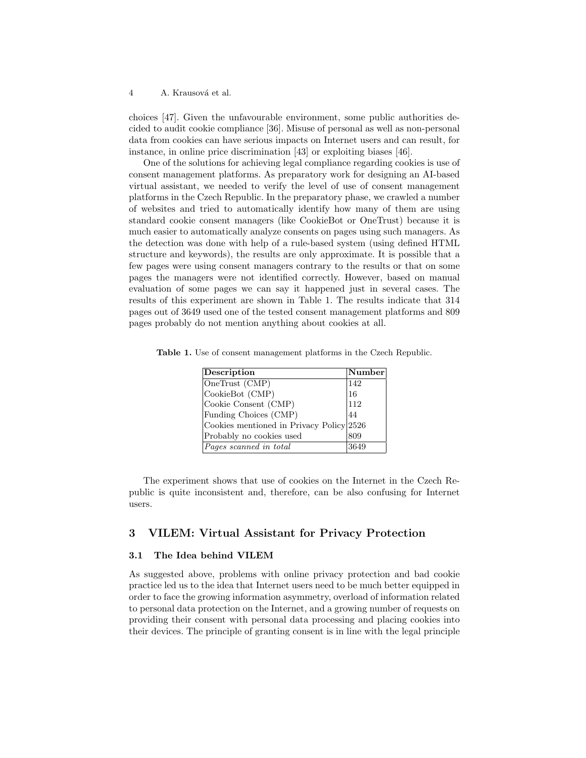choices [47]. Given the unfavourable environment, some public authorities decided to audit cookie compliance [36]. Misuse of personal as well as non-personal data from cookies can have serious impacts on Internet users and can result, for instance, in online price discrimination [43] or exploiting biases [46].

One of the solutions for achieving legal compliance regarding cookies is use of consent management platforms. As preparatory work for designing an AI-based virtual assistant, we needed to verify the level of use of consent management platforms in the Czech Republic. In the preparatory phase, we crawled a number of websites and tried to automatically identify how many of them are using standard cookie consent managers (like CookieBot or OneTrust) because it is much easier to automatically analyze consents on pages using such managers. As the detection was done with help of a rule-based system (using defined HTML structure and keywords), the results are only approximate. It is possible that a few pages were using consent managers contrary to the results or that on some pages the managers were not identified correctly. However, based on manual evaluation of some pages we can say it happened just in several cases. The results of this experiment are shown in Table 1. The results indicate that 314 pages out of 3649 used one of the tested consent management platforms and 809 pages probably do not mention anything about cookies at all.

**Table 1.** Use of consent management platforms in the Czech Republic.

| Description | Number |
| --- | --- |
| OneTrust (CMP) | 142 |
| CookieBot (CMP) | 16 |
| Cookie Consent (CMP) | 112 |
| Funding Choices (CMP) | 44 |
| Cookies mentioned in Privacy Policy | 2526 |
| Probably no cookies used | 809 |
| *Pages scanned in total* | 3649 |

The experiment shows that use of cookies on the Internet in the Czech Republic is quite inconsistent and, therefore, can be also confusing for Internet users.

## 3 VILEM: Virtual Assistant for Privacy Protection

### 3.1 The Idea behind VILEM

As suggested above, problems with online privacy protection and bad cookie practice led us to the idea that Internet users need to be much better equipped in order to face the growing information asymmetry, overload of information related to personal data protection on the Internet, and a growing number of requests on providing their consent with personal data processing and placing cookies into their devices. The principle of granting consent is in line with the legal principle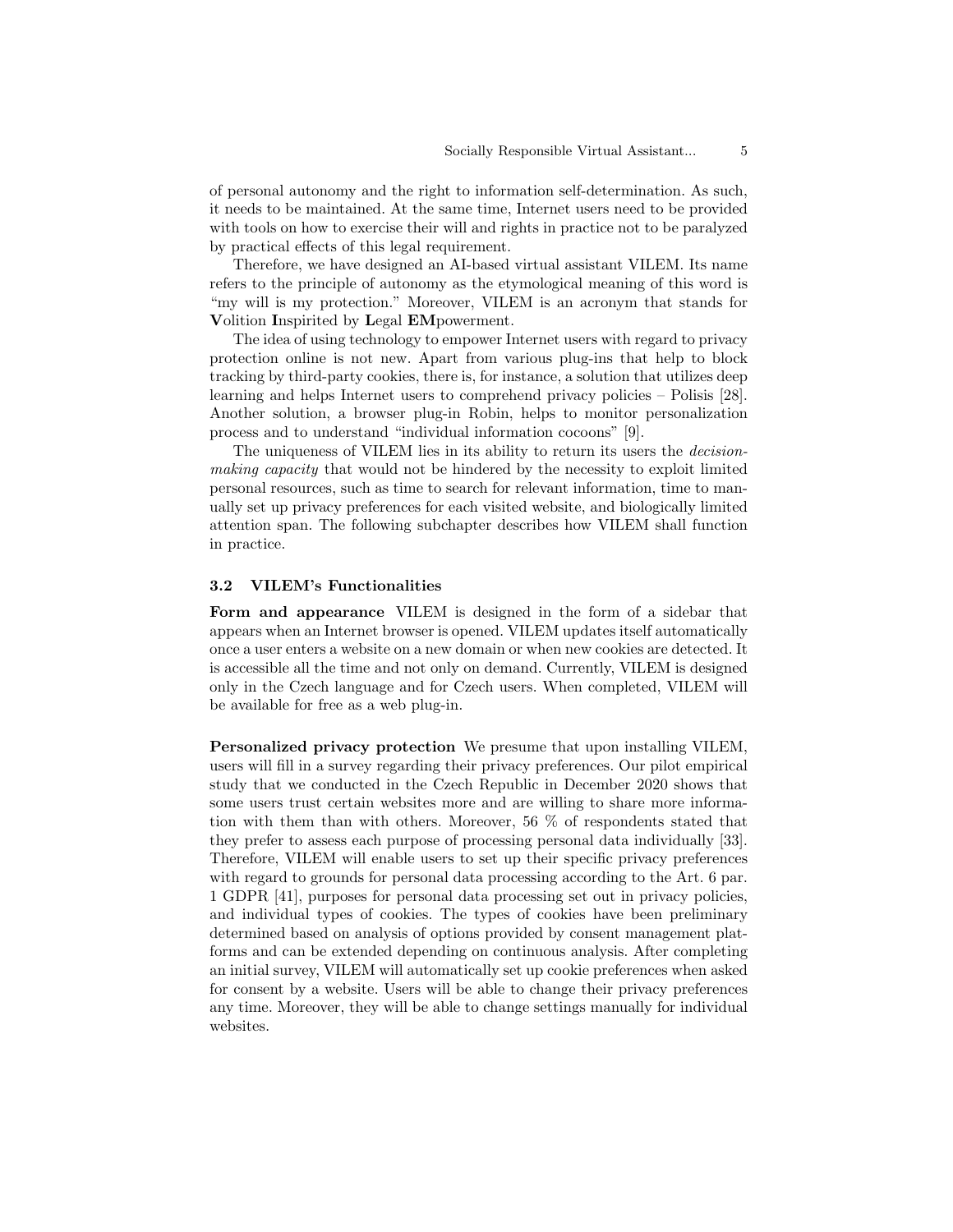of personal autonomy and the right to information self-determination. As such, it needs to be maintained. At the same time, Internet users need to be provided with tools on how to exercise their will and rights in practice not to be paralyzed by practical effects of this legal requirement.

Therefore, we have designed an AI-based virtual assistant VILEM. Its name refers to the principle of autonomy as the etymological meaning of this word is "my will is my protection." Moreover, VILEM is an acronym that stands for **V**olition **I**nspirited by **L**egal **EM**powerment.

The idea of using technology to empower Internet users with regard to privacy protection online is not new. Apart from various plug-ins that help to block tracking by third-party cookies, there is, for instance, a solution that utilizes deep learning and helps Internet users to comprehend privacy policies – Polisis [28]. Another solution, a browser plug-in Robin, helps to monitor personalization process and to understand "individual information cocoons" [9].

The uniqueness of VILEM lies in its ability to return its users the *decision-making capacity* that would not be hindered by the necessity to exploit limited personal resources, such as time to search for relevant information, time to manually set up privacy preferences for each visited website, and biologically limited attention span. The following subchapter describes how VILEM shall function in practice.

### 3.2 VILEM's Functionalities

**Form and appearance** VILEM is designed in the form of a sidebar that appears when an Internet browser is opened. VILEM updates itself automatically once a user enters a website on a new domain or when new cookies are detected. It is accessible all the time and not only on demand. Currently, VILEM is designed only in the Czech language and for Czech users. When completed, VILEM will be available for free as a web plug-in.

**Personalized privacy protection** We presume that upon installing VILEM, users will fill in a survey regarding their privacy preferences. Our pilot empirical study that we conducted in the Czech Republic in December 2020 shows that some users trust certain websites more and are willing to share more information with them than with others. Moreover, 56 % of respondents stated that they prefer to assess each purpose of processing personal data individually [33]. Therefore, VILEM will enable users to set up their specific privacy preferences with regard to grounds for personal data processing according to the Art. 6 par. 1 GDPR [41], purposes for personal data processing set out in privacy policies, and individual types of cookies. The types of cookies have been preliminary determined based on analysis of options provided by consent management platforms and can be extended depending on continuous analysis. After completing an initial survey, VILEM will automatically set up cookie preferences when asked for consent by a website. Users will be able to change their privacy preferences any time. Moreover, they will be able to change settings manually for individual websites.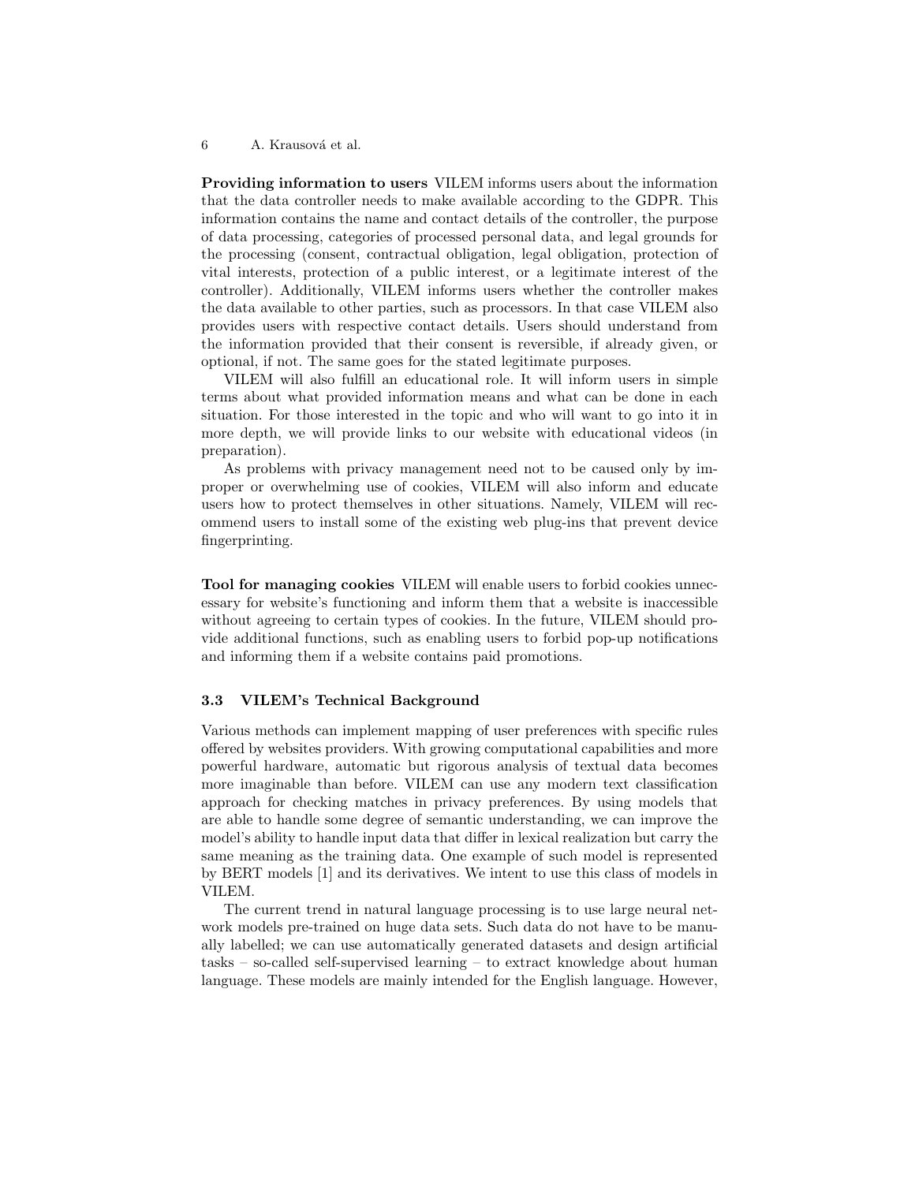**Providing information to users** VILEM informs users about the information that the data controller needs to make available according to the GDPR. This information contains the name and contact details of the controller, the purpose of data processing, categories of processed personal data, and legal grounds for the processing (consent, contractual obligation, legal obligation, protection of vital interests, protection of a public interest, or a legitimate interest of the controller). Additionally, VILEM informs users whether the controller makes the data available to other parties, such as processors. In that case VILEM also provides users with respective contact details. Users should understand from the information provided that their consent is reversible, if already given, or optional, if not. The same goes for the stated legitimate purposes.

VILEM will also fulfill an educational role. It will inform users in simple terms about what provided information means and what can be done in each situation. For those interested in the topic and who will want to go into it in more depth, we will provide links to our website with educational videos (in preparation).

As problems with privacy management need not to be caused only by improper or overwhelming use of cookies, VILEM will also inform and educate users how to protect themselves in other situations. Namely, VILEM will recommend users to install some of the existing web plug-ins that prevent device fingerprinting.

**Tool for managing cookies** VILEM will enable users to forbid cookies unnecessary for website's functioning and inform them that a website is inaccessible without agreeing to certain types of cookies. In the future, VILEM should provide additional functions, such as enabling users to forbid pop-up notifications and informing them if a website contains paid promotions.

### 3.3 VILEM's Technical Background

Various methods can implement mapping of user preferences with specific rules offered by websites providers. With growing computational capabilities and more powerful hardware, automatic but rigorous analysis of textual data becomes more imaginable than before. VILEM can use any modern text classification approach for checking matches in privacy preferences. By using models that are able to handle some degree of semantic understanding, we can improve the model's ability to handle input data that differ in lexical realization but carry the same meaning as the training data. One example of such model is represented by BERT models [1] and its derivatives. We intent to use this class of models in VILEM.

The current trend in natural language processing is to use large neural network models pre-trained on huge data sets. Such data do not have to be manually labelled; we can use automatically generated datasets and design artificial tasks – so-called self-supervised learning – to extract knowledge about human language. These models are mainly intended for the English language. However,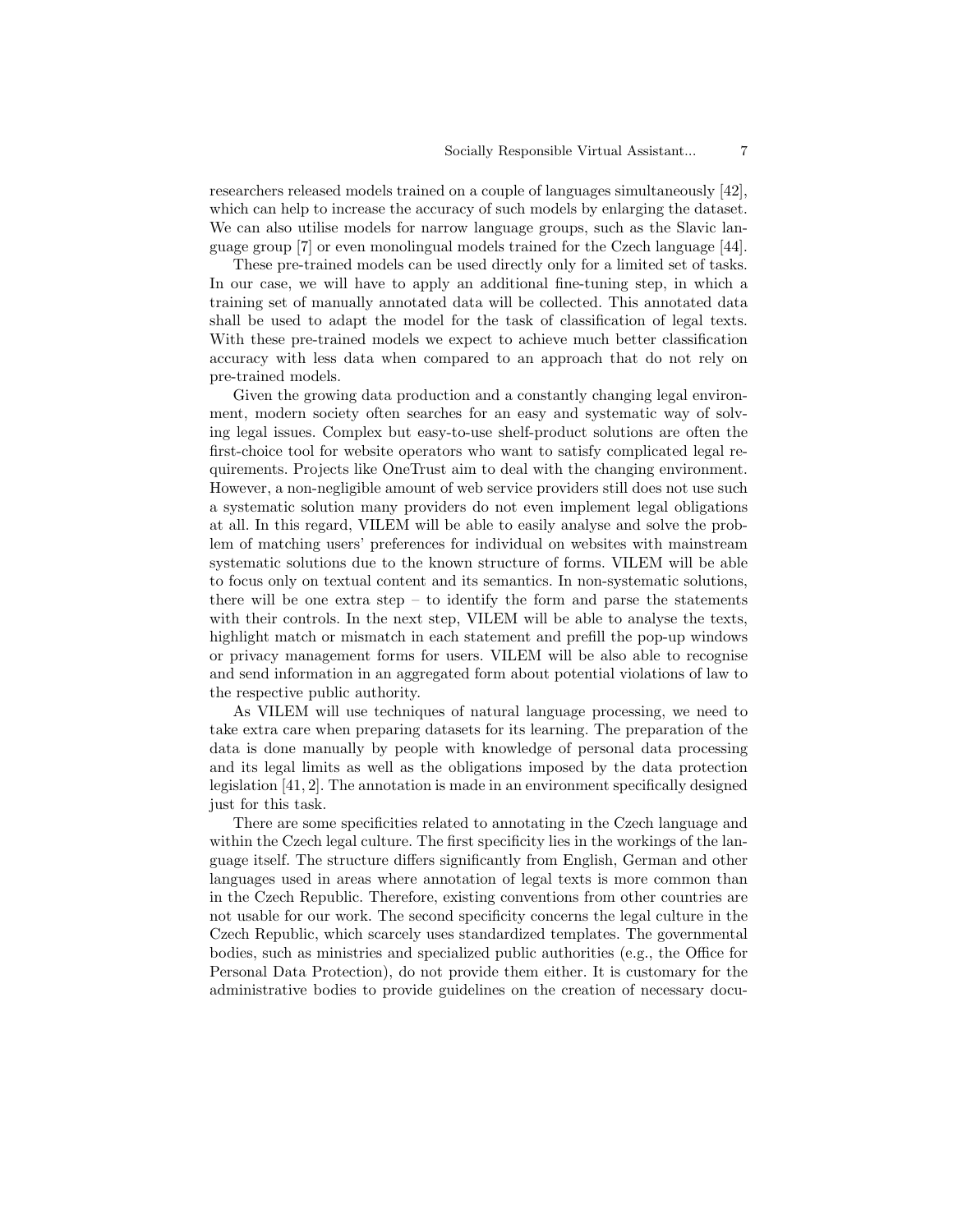researchers released models trained on a couple of languages simultaneously [42], which can help to increase the accuracy of such models by enlarging the dataset. We can also utilise models for narrow language groups, such as the Slavic language group [7] or even monolingual models trained for the Czech language [44].

These pre-trained models can be used directly only for a limited set of tasks. In our case, we will have to apply an additional fine-tuning step, in which a training set of manually annotated data will be collected. This annotated data shall be used to adapt the model for the task of classification of legal texts. With these pre-trained models we expect to achieve much better classification accuracy with less data when compared to an approach that do not rely on pre-trained models.

Given the growing data production and a constantly changing legal environment, modern society often searches for an easy and systematic way of solving legal issues. Complex but easy-to-use shelf-product solutions are often the first-choice tool for website operators who want to satisfy complicated legal requirements. Projects like OneTrust aim to deal with the changing environment. However, a non-negligible amount of web service providers still does not use such a systematic solution many providers do not even implement legal obligations at all. In this regard, VILEM will be able to easily analyse and solve the problem of matching users' preferences for individual on websites with mainstream systematic solutions due to the known structure of forms. VILEM will be able to focus only on textual content and its semantics. In non-systematic solutions, there will be one extra step – to identify the form and parse the statements with their controls. In the next step, VILEM will be able to analyse the texts, highlight match or mismatch in each statement and prefill the pop-up windows or privacy management forms for users. VILEM will be also able to recognise and send information in an aggregated form about potential violations of law to the respective public authority.

As VILEM will use techniques of natural language processing, we need to take extra care when preparing datasets for its learning. The preparation of the data is done manually by people with knowledge of personal data processing and its legal limits as well as the obligations imposed by the data protection legislation [41, 2]. The annotation is made in an environment specifically designed just for this task.

There are some specificities related to annotating in the Czech language and within the Czech legal culture. The first specificity lies in the workings of the language itself. The structure differs significantly from English, German and other languages used in areas where annotation of legal texts is more common than in the Czech Republic. Therefore, existing conventions from other countries are not usable for our work. The second specificity concerns the legal culture in the Czech Republic, which scarcely uses standardized templates. The governmental bodies, such as ministries and specialized public authorities (e.g., the Office for Personal Data Protection), do not provide them either. It is customary for the administrative bodies to provide guidelines on the creation of necessary docu-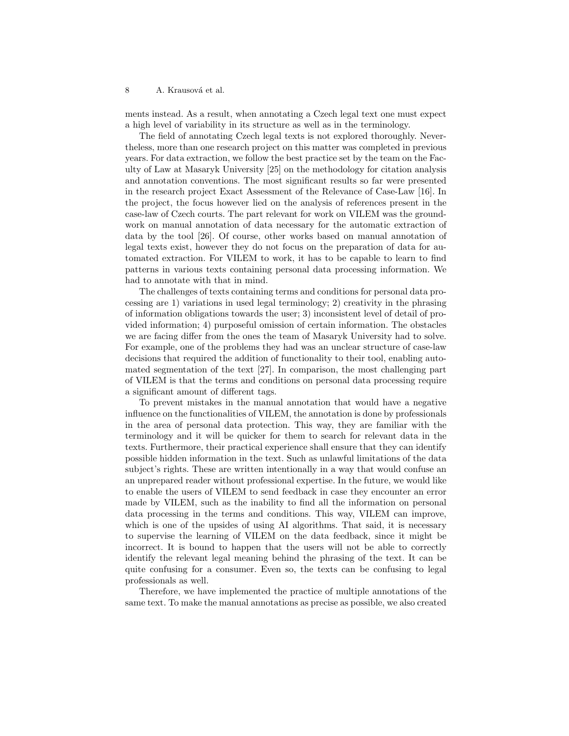ments instead. As a result, when annotating a Czech legal text one must expect a high level of variability in its structure as well as in the terminology.

The field of annotating Czech legal texts is not explored thoroughly. Nevertheless, more than one research project on this matter was completed in previous years. For data extraction, we follow the best practice set by the team on the Faculty of Law at Masaryk University [25] on the methodology for citation analysis and annotation conventions. The most significant results so far were presented in the research project Exact Assessment of the Relevance of Case-Law [16]. In the project, the focus however lied on the analysis of references present in the case-law of Czech courts. The part relevant for work on VILEM was the groundwork on manual annotation of data necessary for the automatic extraction of data by the tool [26]. Of course, other works based on manual annotation of legal texts exist, however they do not focus on the preparation of data for automated extraction. For VILEM to work, it has to be capable to learn to find patterns in various texts containing personal data processing information. We had to annotate with that in mind.

The challenges of texts containing terms and conditions for personal data processing are 1) variations in used legal terminology; 2) creativity in the phrasing of information obligations towards the user; 3) inconsistent level of detail of provided information; 4) purposeful omission of certain information. The obstacles we are facing differ from the ones the team of Masaryk University had to solve. For example, one of the problems they had was an unclear structure of case-law decisions that required the addition of functionality to their tool, enabling automated segmentation of the text [27]. In comparison, the most challenging part of VILEM is that the terms and conditions on personal data processing require a significant amount of different tags.

To prevent mistakes in the manual annotation that would have a negative influence on the functionalities of VILEM, the annotation is done by professionals in the area of personal data protection. This way, they are familiar with the terminology and it will be quicker for them to search for relevant data in the texts. Furthermore, their practical experience shall ensure that they can identify possible hidden information in the text. Such as unlawful limitations of the data subject's rights. These are written intentionally in a way that would confuse an an unprepared reader without professional expertise. In the future, we would like to enable the users of VILEM to send feedback in case they encounter an error made by VILEM, such as the inability to find all the information on personal data processing in the terms and conditions. This way, VILEM can improve, which is one of the upsides of using AI algorithms. That said, it is necessary to supervise the learning of VILEM on the data feedback, since it might be incorrect. It is bound to happen that the users will not be able to correctly identify the relevant legal meaning behind the phrasing of the text. It can be quite confusing for a consumer. Even so, the texts can be confusing to legal professionals as well.

Therefore, we have implemented the practice of multiple annotations of the same text. To make the manual annotations as precise as possible, we also created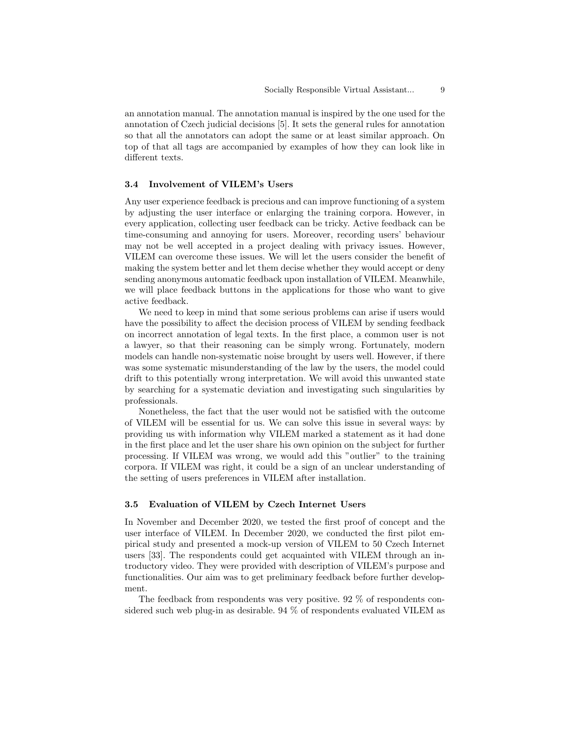an annotation manual. The annotation manual is inspired by the one used for the annotation of Czech judicial decisions [5]. It sets the general rules for annotation so that all the annotators can adopt the same or at least similar approach. On top of that all tags are accompanied by examples of how they can look like in different texts.

### 3.4 Involvement of VILEM's Users

Any user experience feedback is precious and can improve functioning of a system by adjusting the user interface or enlarging the training corpora. However, in every application, collecting user feedback can be tricky. Active feedback can be time-consuming and annoying for users. Moreover, recording users' behaviour may not be well accepted in a project dealing with privacy issues. However, VILEM can overcome these issues. We will let the users consider the benefit of making the system better and let them decise whether they would accept or deny sending anonymous automatic feedback upon installation of VILEM. Meanwhile, we will place feedback buttons in the applications for those who want to give active feedback.

We need to keep in mind that some serious problems can arise if users would have the possibility to affect the decision process of VILEM by sending feedback on incorrect annotation of legal texts. In the first place, a common user is not a lawyer, so that their reasoning can be simply wrong. Fortunately, modern models can handle non-systematic noise brought by users well. However, if there was some systematic misunderstanding of the law by the users, the model could drift to this potentially wrong interpretation. We will avoid this unwanted state by searching for a systematic deviation and investigating such singularities by professionals.

Nonetheless, the fact that the user would not be satisfied with the outcome of VILEM will be essential for us. We can solve this issue in several ways: by providing us with information why VILEM marked a statement as it had done in the first place and let the user share his own opinion on the subject for further processing. If VILEM was wrong, we would add this "outlier" to the training corpora. If VILEM was right, it could be a sign of an unclear understanding of the setting of users preferences in VILEM after installation.

### 3.5 Evaluation of VILEM by Czech Internet Users

In November and December 2020, we tested the first proof of concept and the user interface of VILEM. In December 2020, we conducted the first pilot empirical study and presented a mock-up version of VILEM to 50 Czech Internet users [33]. The respondents could get acquainted with VILEM through an introductory video. They were provided with description of VILEM's purpose and functionalities. Our aim was to get preliminary feedback before further development.

The feedback from respondents was very positive. 92 % of respondents considered such web plug-in as desirable. 94 % of respondents evaluated VILEM as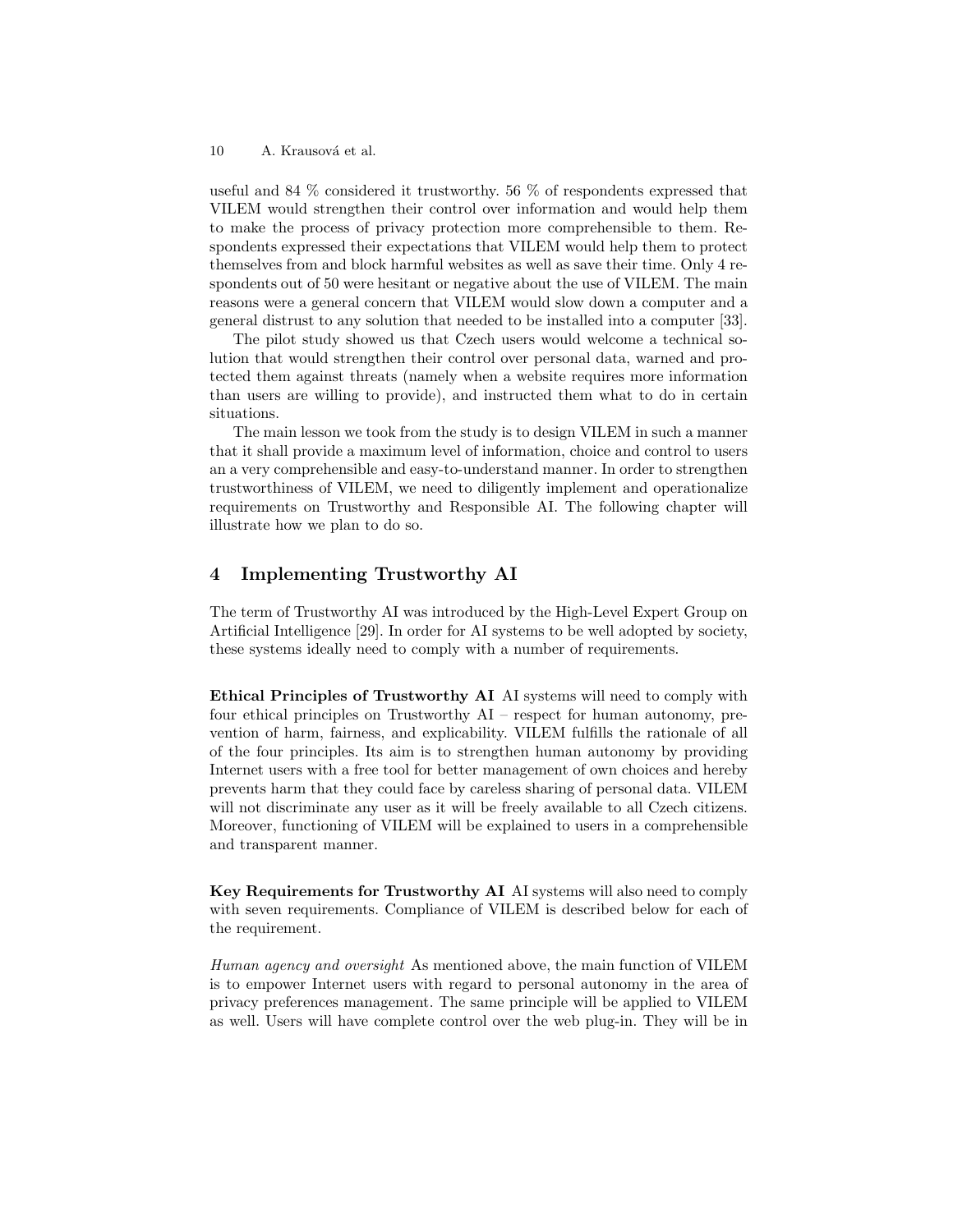useful and 84 % considered it trustworthy. 56 % of respondents expressed that VILEM would strengthen their control over information and would help them to make the process of privacy protection more comprehensible to them. Respondents expressed their expectations that VILEM would help them to protect themselves from and block harmful websites as well as save their time. Only 4 respondents out of 50 were hesitant or negative about the use of VILEM. The main reasons were a general concern that VILEM would slow down a computer and a general distrust to any solution that needed to be installed into a computer [33].

The pilot study showed us that Czech users would welcome a technical solution that would strengthen their control over personal data, warned and protected them against threats (namely when a website requires more information than users are willing to provide), and instructed them what to do in certain situations.

The main lesson we took from the study is to design VILEM in such a manner that it shall provide a maximum level of information, choice and control to users an a very comprehensible and easy-to-understand manner. In order to strengthen trustworthiness of VILEM, we need to diligently implement and operationalize requirements on Trustworthy and Responsible AI. The following chapter will illustrate how we plan to do so.

## 4 Implementing Trustworthy AI

The term of Trustworthy AI was introduced by the High-Level Expert Group on Artificial Intelligence [29]. In order for AI systems to be well adopted by society, these systems ideally need to comply with a number of requirements.

**Ethical Principles of Trustworthy AI** AI systems will need to comply with four ethical principles on Trustworthy AI – respect for human autonomy, prevention of harm, fairness, and explicability. VILEM fulfills the rationale of all of the four principles. Its aim is to strengthen human autonomy by providing Internet users with a free tool for better management of own choices and hereby prevents harm that they could face by careless sharing of personal data. VILEM will not discriminate any user as it will be freely available to all Czech citizens. Moreover, functioning of VILEM will be explained to users in a comprehensible and transparent manner.

**Key Requirements for Trustworthy AI** AI systems will also need to comply with seven requirements. Compliance of VILEM is described below for each of the requirement.

*Human agency and oversight* As mentioned above, the main function of VILEM is to empower Internet users with regard to personal autonomy in the area of privacy preferences management. The same principle will be applied to VILEM as well. Users will have complete control over the web plug-in. They will be in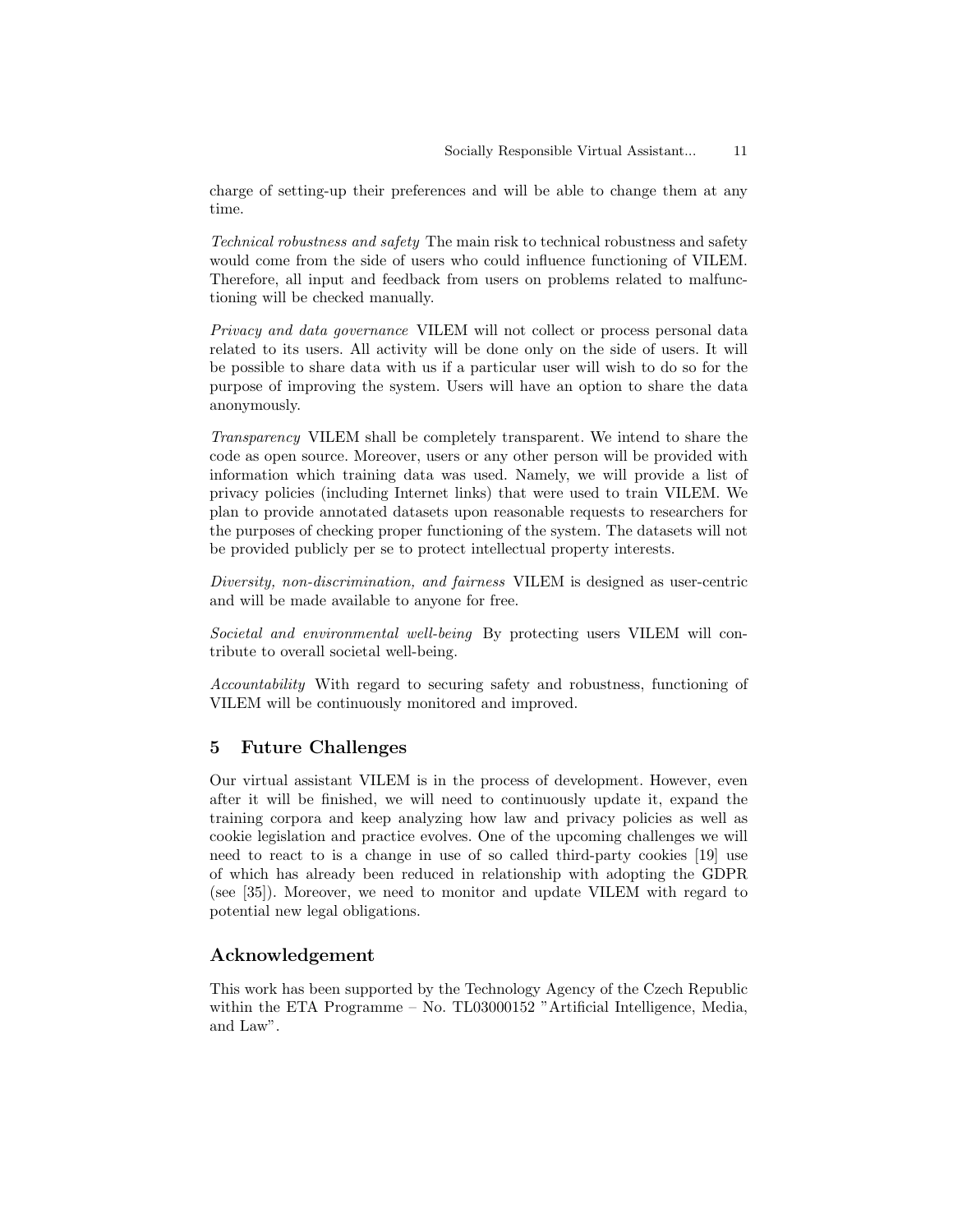charge of setting-up their preferences and will be able to change them at any time.

*Technical robustness and safety* The main risk to technical robustness and safety would come from the side of users who could influence functioning of VILEM. Therefore, all input and feedback from users on problems related to malfunctioning will be checked manually.

*Privacy and data governance* VILEM will not collect or process personal data related to its users. All activity will be done only on the side of users. It will be possible to share data with us if a particular user will wish to do so for the purpose of improving the system. Users will have an option to share the data anonymously.

*Transparency* VILEM shall be completely transparent. We intend to share the code as open source. Moreover, users or any other person will be provided with information which training data was used. Namely, we will provide a list of privacy policies (including Internet links) that were used to train VILEM. We plan to provide annotated datasets upon reasonable requests to researchers for the purposes of checking proper functioning of the system. The datasets will not be provided publicly per se to protect intellectual property interests.

*Diversity, non-discrimination, and fairness* VILEM is designed as user-centric and will be made available to anyone for free.

*Societal and environmental well-being* By protecting users VILEM will contribute to overall societal well-being.

*Accountability* With regard to securing safety and robustness, functioning of VILEM will be continuously monitored and improved.

## 5 Future Challenges

Our virtual assistant VILEM is in the process of development. However, even after it will be finished, we will need to continuously update it, expand the training corpora and keep analyzing how law and privacy policies as well as cookie legislation and practice evolves. One of the upcoming challenges we will need to react to is a change in use of so called third-party cookies [19] use of which has already been reduced in relationship with adopting the GDPR (see [35]). Moreover, we need to monitor and update VILEM with regard to potential new legal obligations.

## Acknowledgement

This work has been supported by the Technology Agency of the Czech Republic within the ETA Programme – No. TL03000152 "Artificial Intelligence, Media, and Law".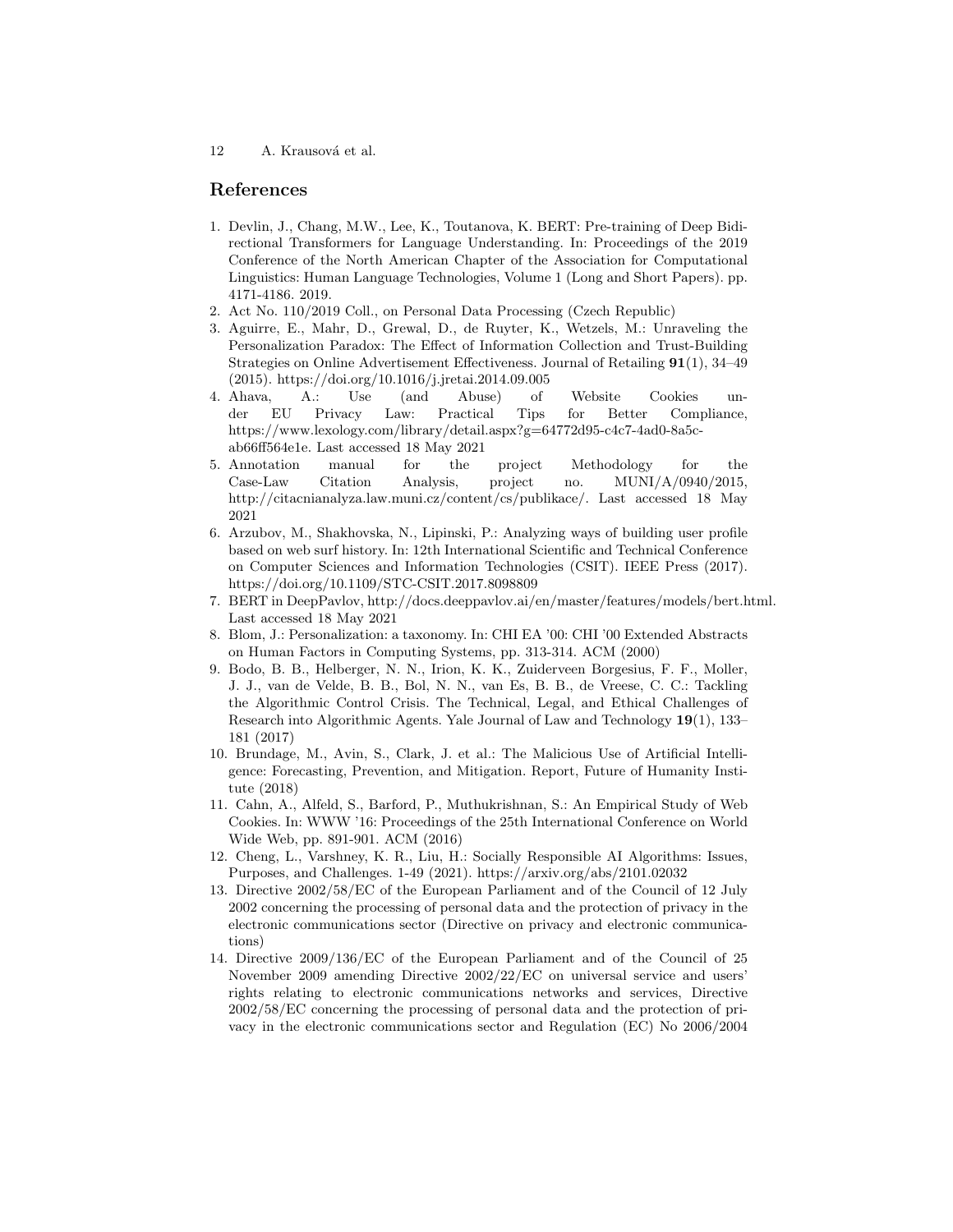## References

1. Devlin, J., Chang, M.W., Lee, K., Toutanova, K. BERT: Pre-training of Deep Bidirectional Transformers for Language Understanding. In: Proceedings of the 2019 Conference of the North American Chapter of the Association for Computational Linguistics: Human Language Technologies, Volume 1 (Long and Short Papers). pp. 4171-4186. 2019.
2. Act No. 110/2019 Coll., on Personal Data Processing (Czech Republic)
3. Aguirre, E., Mahr, D., Grewal, D., de Ruyter, K., Wetzels, M.: Unraveling the Personalization Paradox: The Effect of Information Collection and Trust-Building Strategies on Online Advertisement Effectiveness. Journal of Retailing **91**(1), 34–49 (2015). https://doi.org/10.1016/j.jretai.2014.09.005
4. Ahava, A.: Use (and Abuse) of Website Cookies under EU Privacy Law: Practical Tips for Better Compliance, https://www.lexology.com/library/detail.aspx?g=64772d95-c4c7-4ad0-8a5c-ab66ff564e1e. Last accessed 18 May 2021
5. Annotation manual for the project Methodology for the Case-Law Citation Analysis, project no. MUNI/A/0940/2015, http://citacnianalyza.law.muni.cz/content/cs/publikace/. Last accessed 18 May 2021
6. Arzubov, M., Shakhovska, N., Lipinski, P.: Analyzing ways of building user profile based on web surf history. In: 12th International Scientific and Technical Conference on Computer Sciences and Information Technologies (CSIT). IEEE Press (2017). https://doi.org/10.1109/STC-CSIT.2017.8098809
7. BERT in DeepPavlov, http://docs.deeppavlov.ai/en/master/features/models/bert.html. Last accessed 18 May 2021
8. Blom, J.: Personalization: a taxonomy. In: CHI EA '00: CHI '00 Extended Abstracts on Human Factors in Computing Systems, pp. 313-314. ACM (2000)
9. Bodo, B. B., Helberger, N. N., Irion, K. K., Zuiderveen Borgesius, F. F., Moller, J. J., van de Velde, B. B., Bol, N. N., van Es, B. B., de Vreese, C. C.: Tackling the Algorithmic Control Crisis. The Technical, Legal, and Ethical Challenges of Research into Algorithmic Agents. Yale Journal of Law and Technology **19**(1), 133–181 (2017)
10. Brundage, M., Avin, S., Clark, J. et al.: The Malicious Use of Artificial Intelligence: Forecasting, Prevention, and Mitigation. Report, Future of Humanity Institute (2018)
11. Cahn, A., Alfeld, S., Barford, P., Muthukrishnan, S.: An Empirical Study of Web Cookies. In: WWW '16: Proceedings of the 25th International Conference on World Wide Web, pp. 891-901. ACM (2016)
12. Cheng, L., Varshney, K. R., Liu, H.: Socially Responsible AI Algorithms: Issues, Purposes, and Challenges. 1-49 (2021). https://arxiv.org/abs/2101.02032
13. Directive 2002/58/EC of the European Parliament and of the Council of 12 July 2002 concerning the processing of personal data and the protection of privacy in the electronic communications sector (Directive on privacy and electronic communications)
14. Directive 2009/136/EC of the European Parliament and of the Council of 25 November 2009 amending Directive 2002/22/EC on universal service and users' rights relating to electronic communications networks and services, Directive 2002/58/EC concerning the processing of personal data and the protection of privacy in the electronic communications sector and Regulation (EC) No 2006/2004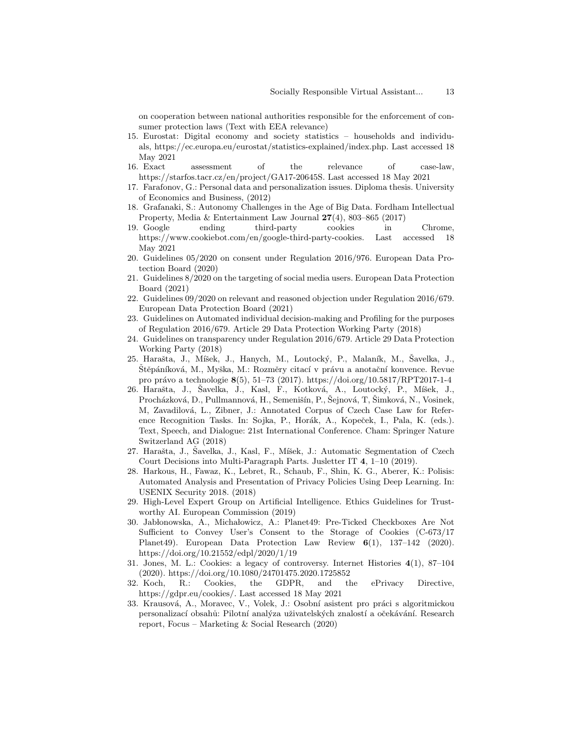on cooperation between national authorities responsible for the enforcement of consumer protection laws (Text with EEA relevance)

15. Eurostat: Digital economy and society statistics – households and individuals, https://ec.europa.eu/eurostat/statistics-explained/index.php. Last accessed 18 May 2021
16. Exact assessment of the relevance of case-law, https://starfos.tacr.cz/en/project/GA17-20645S. Last accessed 18 May 2021
17. Farafonov, G.: Personal data and personalization issues. Diploma thesis. University of Economics and Business, (2012)
18. Grafanaki, S.: Autonomy Challenges in the Age of Big Data. Fordham Intellectual Property, Media & Entertainment Law Journal **27**(4), 803–865 (2017)
19. Google ending third-party cookies in Chrome, https://www.cookiebot.com/en/google-third-party-cookies. Last accessed 18 May 2021
20. Guidelines 05/2020 on consent under Regulation 2016/976. European Data Protection Board (2020)
21. Guidelines 8/2020 on the targeting of social media users. European Data Protection Board (2021)
22. Guidelines 09/2020 on relevant and reasoned objection under Regulation 2016/679. European Data Protection Board (2021)
23. Guidelines on Automated individual decision-making and Profiling for the purposes of Regulation 2016/679. Article 29 Data Protection Working Party (2018)
24. Guidelines on transparency under Regulation 2016/679. Article 29 Data Protection Working Party (2018)
25. Harašta, J., Míšek, J., Hanych, M., Loutocký, P., Malaník, M., Šavelka, J., Štěpáníková, M., Myška, M.: Rozměry citací v právu a anotační konvence. Revue pro právo a technologie **8**(5), 51–73 (2017). https://doi.org/10.5817/RPT2017-1-4
26. Harašta, J., Šavelka, J., Kasl, F., Kotková, A., Loutocký, P., Míšek, J., Procházková, D., Pullmannová, H., Semenišín, P., Šejnová, T, Šimková, N., Vosinek, M, Zavadilová, L., Zibner, J.: Annotated Corpus of Czech Case Law for Reference Recognition Tasks. In: Sojka, P., Horák, A., Kopeček, I., Pala, K. (eds.). Text, Speech, and Dialogue: 21st International Conference. Cham: Springer Nature Switzerland AG (2018)
27. Harašta, J., Šavelka, J., Kasl, F., Míšek, J.: Automatic Segmentation of Czech Court Decisions into Multi-Paragraph Parts. Jusletter IT **4**, 1–10 (2019).
28. Harkous, H., Fawaz, K., Lebret, R., Schaub, F., Shin, K. G., Aberer, K.: Polisis: Automated Analysis and Presentation of Privacy Policies Using Deep Learning. In: USENIX Security 2018. (2018)
29. High-Level Expert Group on Artificial Intelligence. Ethics Guidelines for Trustworthy AI. European Commission (2019)
30. Jabłonowska, A., Michałowicz, A.: Planet49: Pre-Ticked Checkboxes Are Not Sufficient to Convey User's Consent to the Storage of Cookies (C-673/17 Planet49). European Data Protection Law Review **6**(1), 137–142 (2020). https://doi.org/10.21552/edpl/2020/1/19
31. Jones, M. L.: Cookies: a legacy of controversy. Internet Histories **4**(1), 87–104 (2020). https://doi.org/10.1080/24701475.2020.1725852
32. Koch, R.: Cookies, the GDPR, and the ePrivacy Directive, https://gdpr.eu/cookies/. Last accessed 18 May 2021
33. Krausová, A., Moravec, V., Volek, J.: Osobní asistent pro práci s algoritmickou personalizací obsahů: Pilotní analýza uživatelských znalostí a očekávání. Research report, Focus – Marketing & Social Research (2020)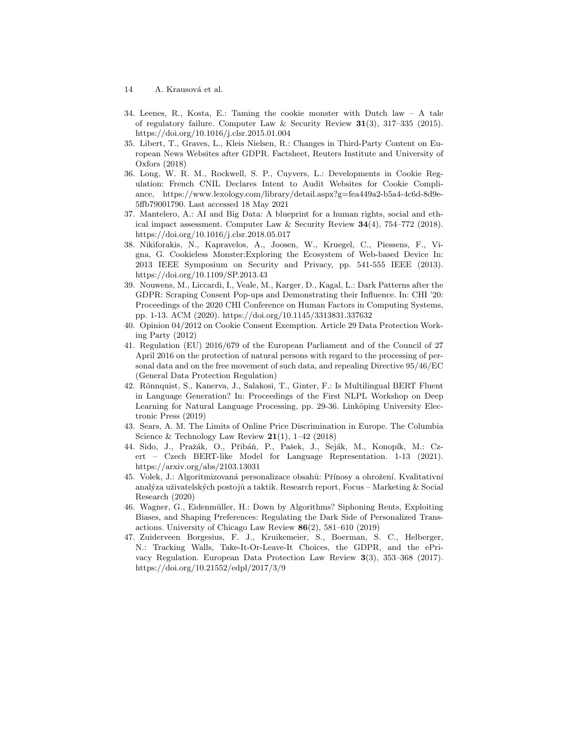34. Leenes, R., Kosta, E.: Taming the cookie monster with Dutch law – A tale of regulatory failure. Computer Law & Security Review **31**(3), 317–335 (2015). https://doi.org/10.1016/j.clsr.2015.01.004
35. Libert, T., Graves, L., Kleis Nielsen, R.: Changes in Third-Party Content on European News Websites after GDPR. Factsheet, Reuters Institute and University of Oxfors (2018)
36. Long, W. R. M., Rockwell, S. P., Cuyvers, L.: Developments in Cookie Regulation: French CNIL Declares Intent to Audit Websites for Cookie Compliance, https://www.lexology.com/library/detail.aspx?g=fea449a2-b5a4-4c6d-8d9e-5ffb79001790. Last accessed 18 May 2021
37. Mantelero, A.: AI and Big Data: A blueprint for a human rights, social and ethical impact assessment. Computer Law & Security Review **34**(4), 754–772 (2018). https://doi.org/10.1016/j.clsr.2018.05.017
38. Nikiforakis, N., Kapravelos, A., Joosen, W., Kruegel, C., Piessens, F., Vigna, G. Cookieless Monster:Exploring the Ecosystem of Web-based Device In: 2013 IEEE Symposium on Security and Privacy, pp. 541-555 IEEE (2013). https://doi.org/10.1109/SP.2013.43
39. Nouwens, M., Liccardi, I., Veale, M., Karger, D., Kagal, L.: Dark Patterns after the GDPR: Scraping Consent Pop-ups and Demonstrating their Influence. In: CHI '20: Proceedings of the 2020 CHI Conference on Human Factors in Computing Systems, pp. 1-13. ACM (2020). https://doi.org/10.1145/3313831.337632
40. Opinion 04/2012 on Cookie Consent Exemption. Article 29 Data Protection Working Party (2012)
41. Regulation (EU) 2016/679 of the European Parliament and of the Council of 27 April 2016 on the protection of natural persons with regard to the processing of personal data and on the free movement of such data, and repealing Directive 95/46/EC (General Data Protection Regulation)
42. Rönnquist, S., Kanerva, J., Salakosi, T., Ginter, F.: Is Multilingual BERT Fluent in Language Generation? In: Proceedings of the First NLPL Workshop on Deep Learning for Natural Language Processing, pp. 29-36. Linköping University Electronic Press (2019)
43. Sears, A. M. The Limits of Online Price Discrimination in Europe. The Columbia Science & Technology Law Review **21**(1), 1–42 (2018)
44. Sido, J., Pražák, O., Přibáň, P., Pašek, J., Seják, M., Konopík, M.: Czert – Czech BERT-like Model for Language Representation. 1-13 (2021). https://arxiv.org/abs/2103.13031
45. Volek, J.: Algoritmizovaná personalizace obsahů: Přínosy a ohrožení. Kvalitativní analýza uživatelských postojů a taktik. Research report, Focus – Marketing & Social Research (2020)
46. Wagner, G., Eidenmüller, H.: Down by Algorithms? Siphoning Rents, Exploiting Biases, and Shaping Preferences: Regulating the Dark Side of Personalized Transactions. University of Chicago Law Review **86**(2), 581–610 (2019)
47. Zuiderveen Borgesius, F. J., Kruikemeier, S., Boerman, S. C., Helberger, N.: Tracking Walls, Take-It-Or-Leave-It Choices, the GDPR, and the ePrivacy Regulation. European Data Protection Law Review **3**(3), 353–368 (2017). https://doi.org/10.21552/edpl/2017/3/9